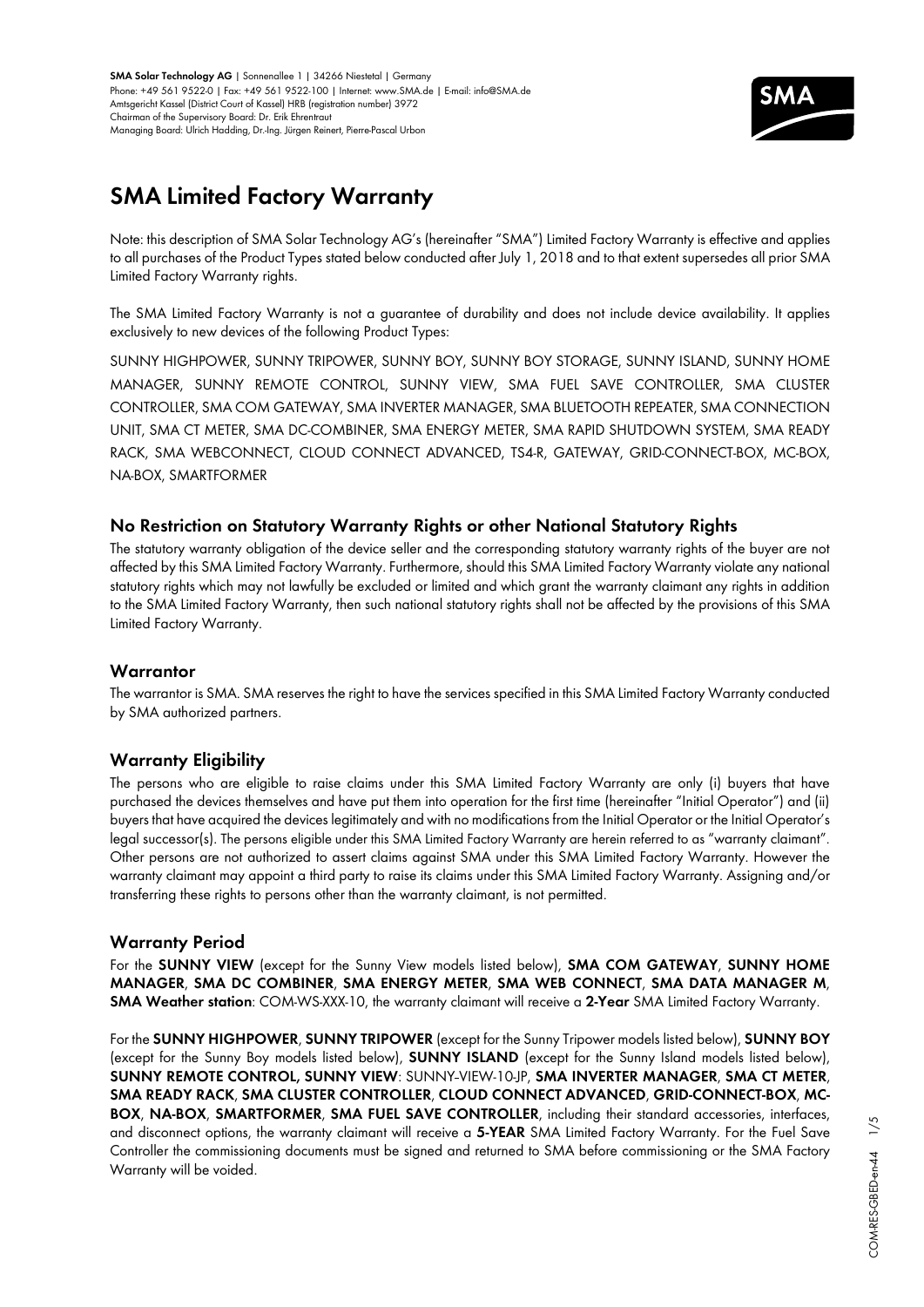**SMA Solar Technology AG** | Sonnenallee 1 | 34266 Niestetal | Germany
Phone: +49 561 9522-0 | Fax: +49 561 9522-100 | Internet: www.SMA.de | E-mail: info@SMA.de
Amtsgericht Kassel (District Court of Kassel) HRB (registration number) 3972
Chairman of the Supervisory Board: Dr. Erik Ehrentraut
Managing Board: Ulrich Hadding, Dr.-Ing. Jürgen Reinert, Pierre-Pascal Urbon

# SMA Limited Factory Warranty

Note: this description of SMA Solar Technology AG's (hereinafter "SMA") Limited Factory Warranty is effective and applies to all purchases of the Product Types stated below conducted after July 1, 2018 and to that extent supersedes all prior SMA Limited Factory Warranty rights.

The SMA Limited Factory Warranty is not a guarantee of durability and does not include device availability. It applies exclusively to new devices of the following Product Types:

SUNNY HIGHPOWER, SUNNY TRIPOWER, SUNNY BOY, SUNNY BOY STORAGE, SUNNY ISLAND, SUNNY HOME MANAGER, SUNNY REMOTE CONTROL, SUNNY VIEW, SMA FUEL SAVE CONTROLLER, SMA CLUSTER CONTROLLER, SMA COM GATEWAY, SMA INVERTER MANAGER, SMA BLUETOOTH REPEATER, SMA CONNECTION UNIT, SMA CT METER, SMA DC-COMBINER, SMA ENERGY METER, SMA RAPID SHUTDOWN SYSTEM, SMA READY RACK, SMA WEBCONNECT, CLOUD CONNECT ADVANCED, TS4-R, GATEWAY, GRID-CONNECT-BOX, MC-BOX, NA-BOX, SMARTFORMER

## No Restriction on Statutory Warranty Rights or other National Statutory Rights

The statutory warranty obligation of the device seller and the corresponding statutory warranty rights of the buyer are not affected by this SMA Limited Factory Warranty. Furthermore, should this SMA Limited Factory Warranty violate any national statutory rights which may not lawfully be excluded or limited and which grant the warranty claimant any rights in addition to the SMA Limited Factory Warranty, then such national statutory rights shall not be affected by the provisions of this SMA Limited Factory Warranty.

## Warrantor

The warrantor is SMA. SMA reserves the right to have the services specified in this SMA Limited Factory Warranty conducted by SMA authorized partners.

## Warranty Eligibility

The persons who are eligible to raise claims under this SMA Limited Factory Warranty are only (i) buyers that have purchased the devices themselves and have put them into operation for the first time (hereinafter "Initial Operator") and (ii) buyers that have acquired the devices legitimately and with no modifications from the Initial Operator or the Initial Operator's legal successor(s). The persons eligible under this SMA Limited Factory Warranty are herein referred to as "warranty claimant". Other persons are not authorized to assert claims against SMA under this SMA Limited Factory Warranty. However the warranty claimant may appoint a third party to raise its claims under this SMA Limited Factory Warranty. Assigning and/or transferring these rights to persons other than the warranty claimant, is not permitted.

## Warranty Period

For the **SUNNY VIEW** (except for the Sunny View models listed below), **SMA COM GATEWAY**, **SUNNY HOME MANAGER**, **SMA DC COMBINER**, **SMA ENERGY METER**, **SMA WEB CONNECT**, **SMA DATA MANAGER M**, **SMA Weather station**: COM-WS-XXX-10, the warranty claimant will receive a **2-Year** SMA Limited Factory Warranty.

For the **SUNNY HIGHPOWER**, **SUNNY TRIPOWER** (except for the Sunny Tripower models listed below), **SUNNY BOY** (except for the Sunny Boy models listed below), **SUNNY ISLAND** (except for the Sunny Island models listed below), **SUNNY REMOTE CONTROL, SUNNY VIEW**: SUNNY-VIEW-10-JP, **SMA INVERTER MANAGER**, **SMA CT METER**, **SMA READY RACK**, **SMA CLUSTER CONTROLLER**, **CLOUD CONNECT ADVANCED**, **GRID-CONNECT-BOX**, **MC-BOX**, **NA-BOX**, **SMARTFORMER**, **SMA FUEL SAVE CONTROLLER**, including their standard accessories, interfaces, and disconnect options, the warranty claimant will receive a **5-YEAR** SMA Limited Factory Warranty. For the Fuel Save Controller the commissioning documents must be signed and returned to SMA before commissioning or the SMA Factory Warranty will be voided.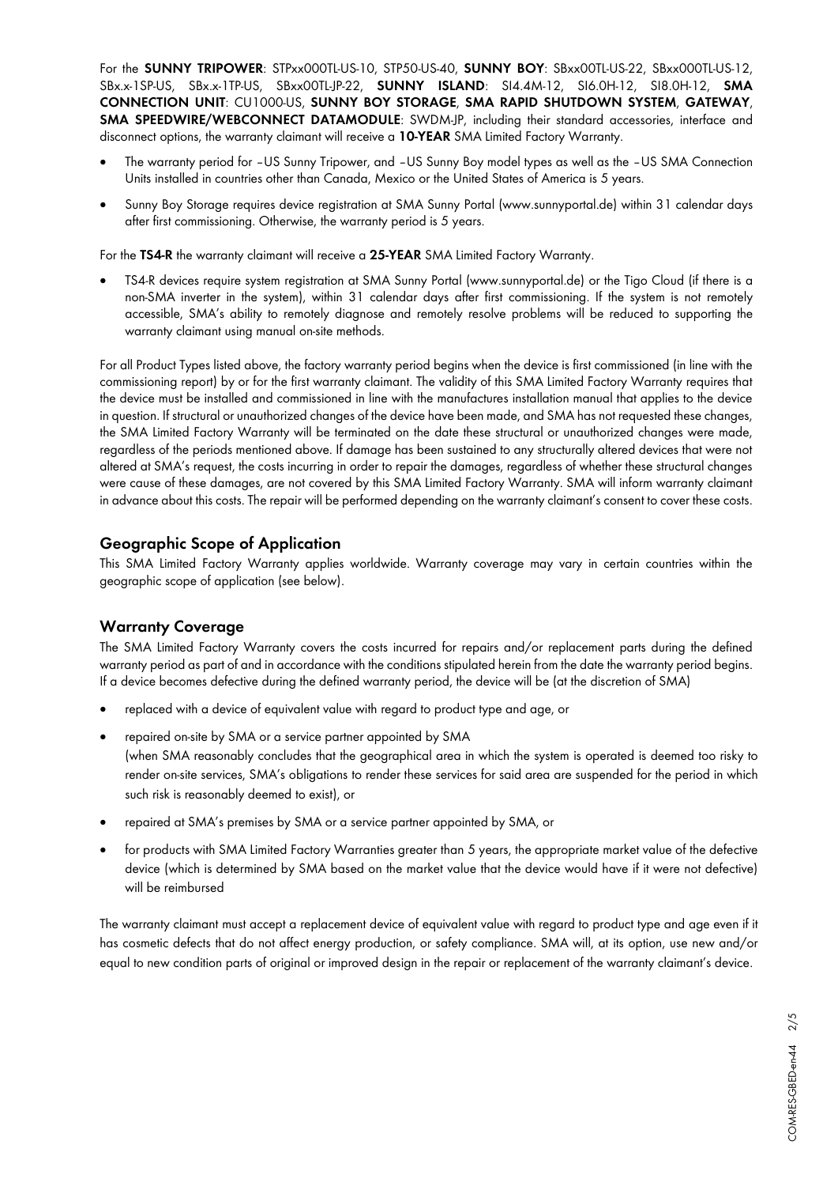For the **SUNNY TRIPOWER**: STPxx000TL-US-10, STP50-US-40, **SUNNY BOY**: SBxx00TL-US-22, SBxx000TL-US-12, SBx.x-1SP-US, SBx.x-1TP-US, SBxx00TL-JP-22, **SUNNY ISLAND**: SI4.4M-12, SI6.0H-12, SI8.0H-12, **SMA CONNECTION UNIT**: CU1000-US, **SUNNY BOY STORAGE**, **SMA RAPID SHUTDOWN SYSTEM**, **GATEWAY**, **SMA SPEEDWIRE/WEBCONNECT DATAMODULE**: SWDM-JP, including their standard accessories, interface and disconnect options, the warranty claimant will receive a **10-YEAR** SMA Limited Factory Warranty.

- The warranty period for –US Sunny Tripower, and –US Sunny Boy model types as well as the –US SMA Connection Units installed in countries other than Canada, Mexico or the United States of America is 5 years.
- Sunny Boy Storage requires device registration at SMA Sunny Portal (www.sunnyportal.de) within 31 calendar days after first commissioning. Otherwise, the warranty period is 5 years.

For the **TS4-R** the warranty claimant will receive a **25-YEAR** SMA Limited Factory Warranty.

- TS4-R devices require system registration at SMA Sunny Portal (www.sunnyportal.de) or the Tigo Cloud (if there is a non-SMA inverter in the system), within 31 calendar days after first commissioning. If the system is not remotely accessible, SMA's ability to remotely diagnose and remotely resolve problems will be reduced to supporting the warranty claimant using manual on-site methods.

For all Product Types listed above, the factory warranty period begins when the device is first commissioned (in line with the commissioning report) by or for the first warranty claimant. The validity of this SMA Limited Factory Warranty requires that the device must be installed and commissioned in line with the manufactures installation manual that applies to the device in question. If structural or unauthorized changes of the device have been made, and SMA has not requested these changes, the SMA Limited Factory Warranty will be terminated on the date these structural or unauthorized changes were made, regardless of the periods mentioned above. If damage has been sustained to any structurally altered devices that were not altered at SMA's request, the costs incurring in order to repair the damages, regardless of whether these structural changes were cause of these damages, are not covered by this SMA Limited Factory Warranty. SMA will inform warranty claimant in advance about this costs. The repair will be performed depending on the warranty claimant's consent to cover these costs.

## Geographic Scope of Application

This SMA Limited Factory Warranty applies worldwide. Warranty coverage may vary in certain countries within the geographic scope of application (see below).

## Warranty Coverage

The SMA Limited Factory Warranty covers the costs incurred for repairs and/or replacement parts during the defined warranty period as part of and in accordance with the conditions stipulated herein from the date the warranty period begins. If a device becomes defective during the defined warranty period, the device will be (at the discretion of SMA)

- replaced with a device of equivalent value with regard to product type and age, or
- repaired on-site by SMA or a service partner appointed by SMA
  (when SMA reasonably concludes that the geographical area in which the system is operated is deemed too risky to render on-site services, SMA's obligations to render these services for said area are suspended for the period in which such risk is reasonably deemed to exist), or
- repaired at SMA's premises by SMA or a service partner appointed by SMA, or
- for products with SMA Limited Factory Warranties greater than 5 years, the appropriate market value of the defective device (which is determined by SMA based on the market value that the device would have if it were not defective) will be reimbursed

The warranty claimant must accept a replacement device of equivalent value with regard to product type and age even if it has cosmetic defects that do not affect energy production, or safety compliance. SMA will, at its option, use new and/or equal to new condition parts of original or improved design in the repair or replacement of the warranty claimant's device.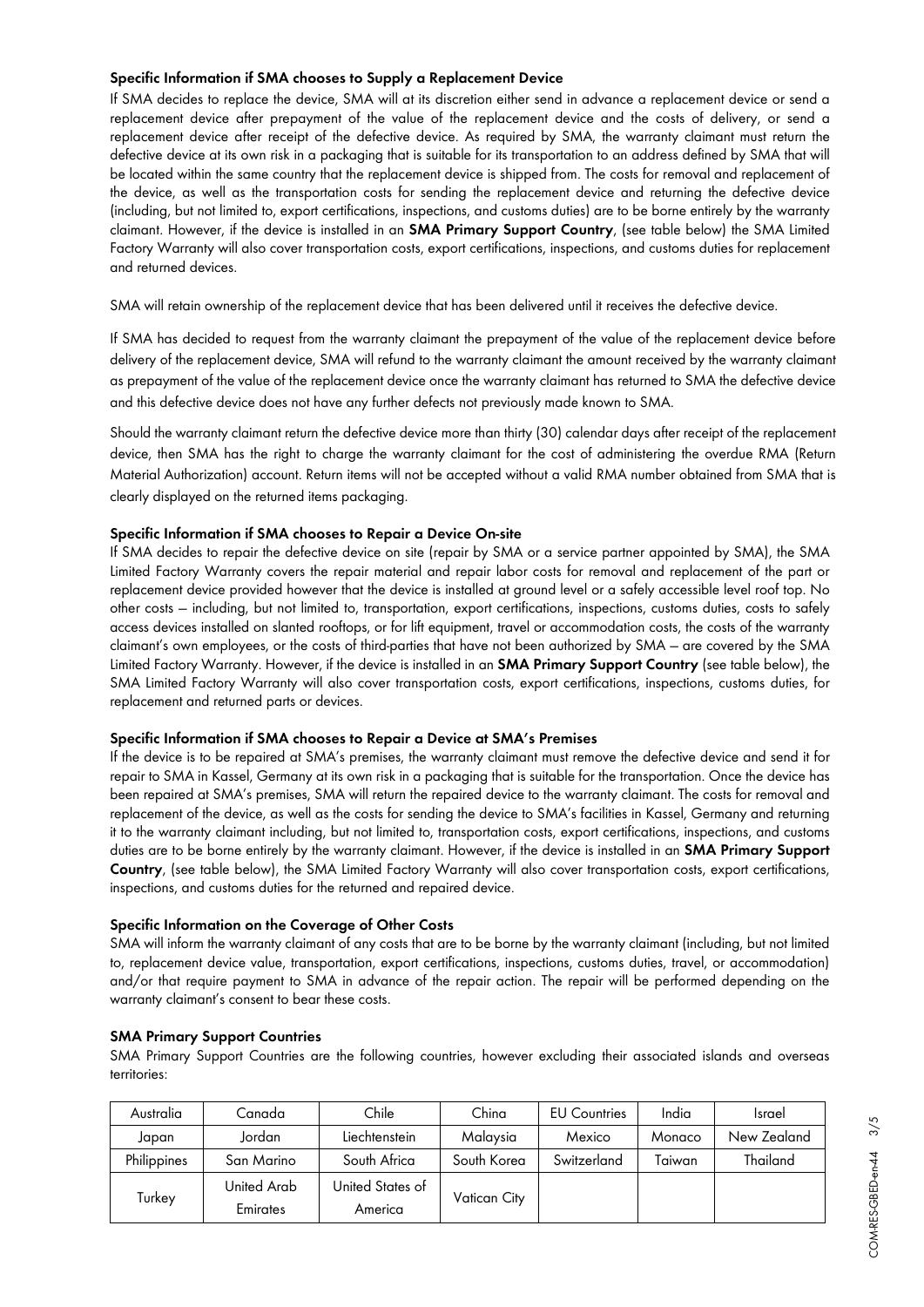### Specific Information if SMA chooses to Supply a Replacement Device

If SMA decides to replace the device, SMA will at its discretion either send in advance a replacement device or send a replacement device after prepayment of the value of the replacement device and the costs of delivery, or send a replacement device after receipt of the defective device. As required by SMA, the warranty claimant must return the defective device at its own risk in a packaging that is suitable for its transportation to an address defined by SMA that will be located within the same country that the replacement device is shipped from. The costs for removal and replacement of the device, as well as the transportation costs for sending the replacement device and returning the defective device (including, but not limited to, export certifications, inspections, and customs duties) are to be borne entirely by the warranty claimant. However, if the device is installed in an **SMA Primary Support Country**, (see table below) the SMA Limited Factory Warranty will also cover transportation costs, export certifications, inspections, and customs duties for replacement and returned devices.

SMA will retain ownership of the replacement device that has been delivered until it receives the defective device.

If SMA has decided to request from the warranty claimant the prepayment of the value of the replacement device before delivery of the replacement device, SMA will refund to the warranty claimant the amount received by the warranty claimant as prepayment of the value of the replacement device once the warranty claimant has returned to SMA the defective device and this defective device does not have any further defects not previously made known to SMA.

Should the warranty claimant return the defective device more than thirty (30) calendar days after receipt of the replacement device, then SMA has the right to charge the warranty claimant for the cost of administering the overdue RMA (Return Material Authorization) account. Return items will not be accepted without a valid RMA number obtained from SMA that is clearly displayed on the returned items packaging.

### Specific Information if SMA chooses to Repair a Device On-site

If SMA decides to repair the defective device on site (repair by SMA or a service partner appointed by SMA), the SMA Limited Factory Warranty covers the repair material and repair labor costs for removal and replacement of the part or replacement device provided however that the device is installed at ground level or a safely accessible level roof top. No other costs – including, but not limited to, transportation, export certifications, inspections, customs duties, costs to safely access devices installed on slanted rooftops, or for lift equipment, travel or accommodation costs, the costs of the warranty claimant's own employees, or the costs of third-parties that have not been authorized by SMA – are covered by the SMA Limited Factory Warranty. However, if the device is installed in an **SMA Primary Support Country** (see table below), the SMA Limited Factory Warranty will also cover transportation costs, export certifications, inspections, customs duties, for replacement and returned parts or devices.

### Specific Information if SMA chooses to Repair a Device at SMA's Premises

If the device is to be repaired at SMA's premises, the warranty claimant must remove the defective device and send it for repair to SMA in Kassel, Germany at its own risk in a packaging that is suitable for the transportation. Once the device has been repaired at SMA's premises, SMA will return the repaired device to the warranty claimant. The costs for removal and replacement of the device, as well as the costs for sending the device to SMA's facilities in Kassel, Germany and returning it to the warranty claimant including, but not limited to, transportation costs, export certifications, inspections, and customs duties are to be borne entirely by the warranty claimant. However, if the device is installed in an **SMA Primary Support Country**, (see table below), the SMA Limited Factory Warranty will also cover transportation costs, export certifications, inspections, and customs duties for the returned and repaired device.

### Specific Information on the Coverage of Other Costs

SMA will inform the warranty claimant of any costs that are to be borne by the warranty claimant (including, but not limited to, replacement device value, transportation, export certifications, inspections, customs duties, travel, or accommodation) and/or that require payment to SMA in advance of the repair action. The repair will be performed depending on the warranty claimant's consent to bear these costs.

### SMA Primary Support Countries

SMA Primary Support Countries are the following countries, however excluding their associated islands and overseas territories:

| | | | | | | |
|---|---|---|---|---|---|---|
| Australia | Canada | Chile | China | EU Countries | India | Israel |
| Japan | Jordan | Liechtenstein | Malaysia | Mexico | Monaco | New Zealand |
| Philippines | San Marino | South Africa | South Korea | Switzerland | Taiwan | Thailand |
| Turkey | United Arab Emirates | United States of America | Vatican City | | | |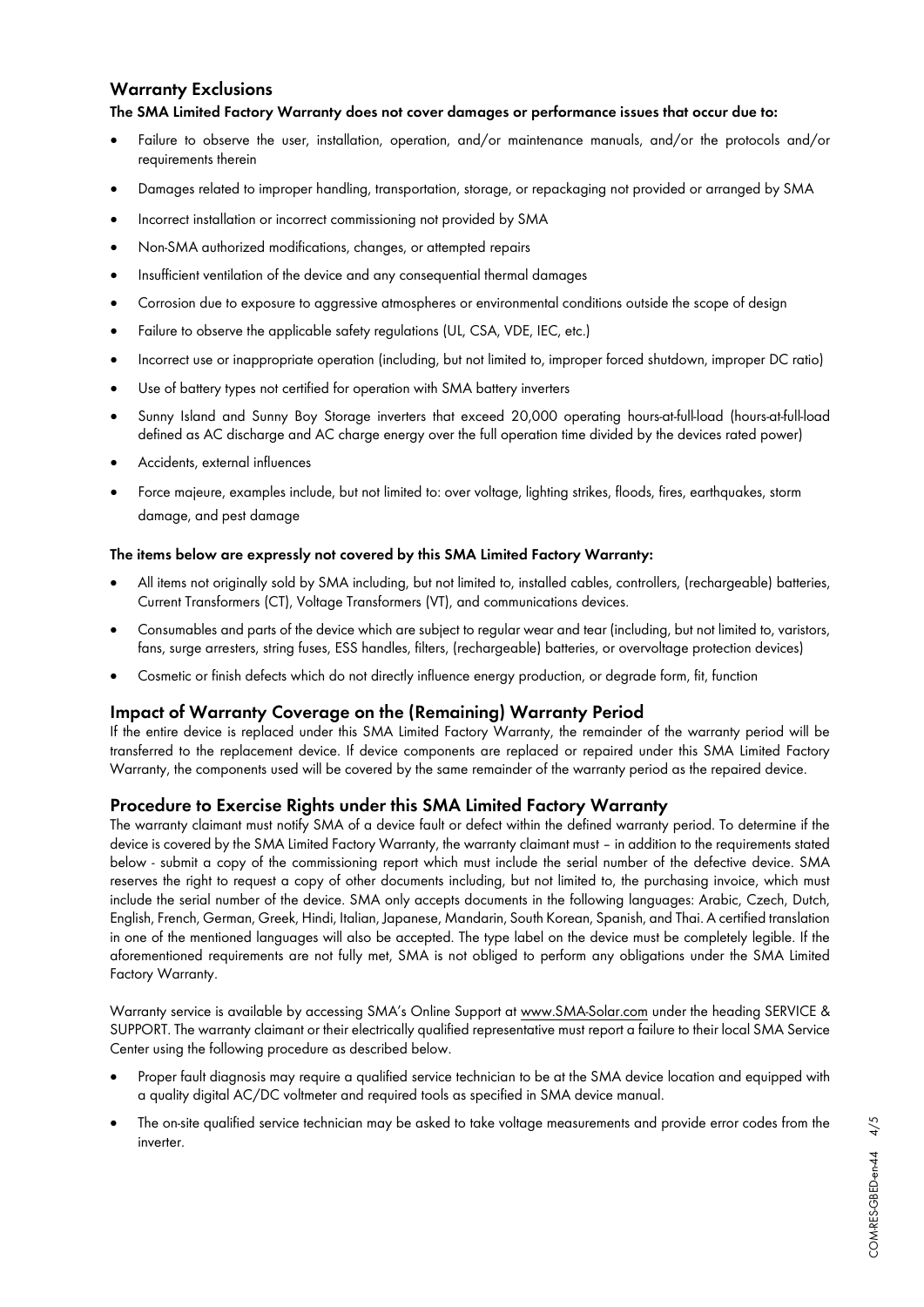## Warranty Exclusions

**The SMA Limited Factory Warranty does not cover damages or performance issues that occur due to:**

- Failure to observe the user, installation, operation, and/or maintenance manuals, and/or the protocols and/or requirements therein
- Damages related to improper handling, transportation, storage, or repackaging not provided or arranged by SMA
- Incorrect installation or incorrect commissioning not provided by SMA
- Non-SMA authorized modifications, changes, or attempted repairs
- Insufficient ventilation of the device and any consequential thermal damages
- Corrosion due to exposure to aggressive atmospheres or environmental conditions outside the scope of design
- Failure to observe the applicable safety regulations (UL, CSA, VDE, IEC, etc.)
- Incorrect use or inappropriate operation (including, but not limited to, improper forced shutdown, improper DC ratio)
- Use of battery types not certified for operation with SMA battery inverters
- Sunny Island and Sunny Boy Storage inverters that exceed 20,000 operating hours-at-full-load (hours-at-full-load defined as AC discharge and AC charge energy over the full operation time divided by the devices rated power)
- Accidents, external influences
- Force majeure, examples include, but not limited to: over voltage, lighting strikes, floods, fires, earthquakes, storm damage, and pest damage

**The items below are expressly not covered by this SMA Limited Factory Warranty:**

- All items not originally sold by SMA including, but not limited to, installed cables, controllers, (rechargeable) batteries, Current Transformers (CT), Voltage Transformers (VT), and communications devices.
- Consumables and parts of the device which are subject to regular wear and tear (including, but not limited to, varistors, fans, surge arresters, string fuses, ESS handles, filters, (rechargeable) batteries, or overvoltage protection devices)
- Cosmetic or finish defects which do not directly influence energy production, or degrade form, fit, function

## Impact of Warranty Coverage on the (Remaining) Warranty Period

If the entire device is replaced under this SMA Limited Factory Warranty, the remainder of the warranty period will be transferred to the replacement device. If device components are replaced or repaired under this SMA Limited Factory Warranty, the components used will be covered by the same remainder of the warranty period as the repaired device.

## Procedure to Exercise Rights under this SMA Limited Factory Warranty

The warranty claimant must notify SMA of a device fault or defect within the defined warranty period. To determine if the device is covered by the SMA Limited Factory Warranty, the warranty claimant must – in addition to the requirements stated below - submit a copy of the commissioning report which must include the serial number of the defective device. SMA reserves the right to request a copy of other documents including, but not limited to, the purchasing invoice, which must include the serial number of the device. SMA only accepts documents in the following languages: Arabic, Czech, Dutch, English, French, German, Greek, Hindi, Italian, Japanese, Mandarin, South Korean, Spanish, and Thai. A certified translation in one of the mentioned languages will also be accepted. The type label on the device must be completely legible. If the aforementioned requirements are not fully met, SMA is not obliged to perform any obligations under the SMA Limited Factory Warranty.

Warranty service is available by accessing SMA's Online Support at www.SMA-Solar.com under the heading SERVICE & SUPPORT. The warranty claimant or their electrically qualified representative must report a failure to their local SMA Service Center using the following procedure as described below.

- Proper fault diagnosis may require a qualified service technician to be at the SMA device location and equipped with a quality digital AC/DC voltmeter and required tools as specified in SMA device manual.
- The on-site qualified service technician may be asked to take voltage measurements and provide error codes from the inverter.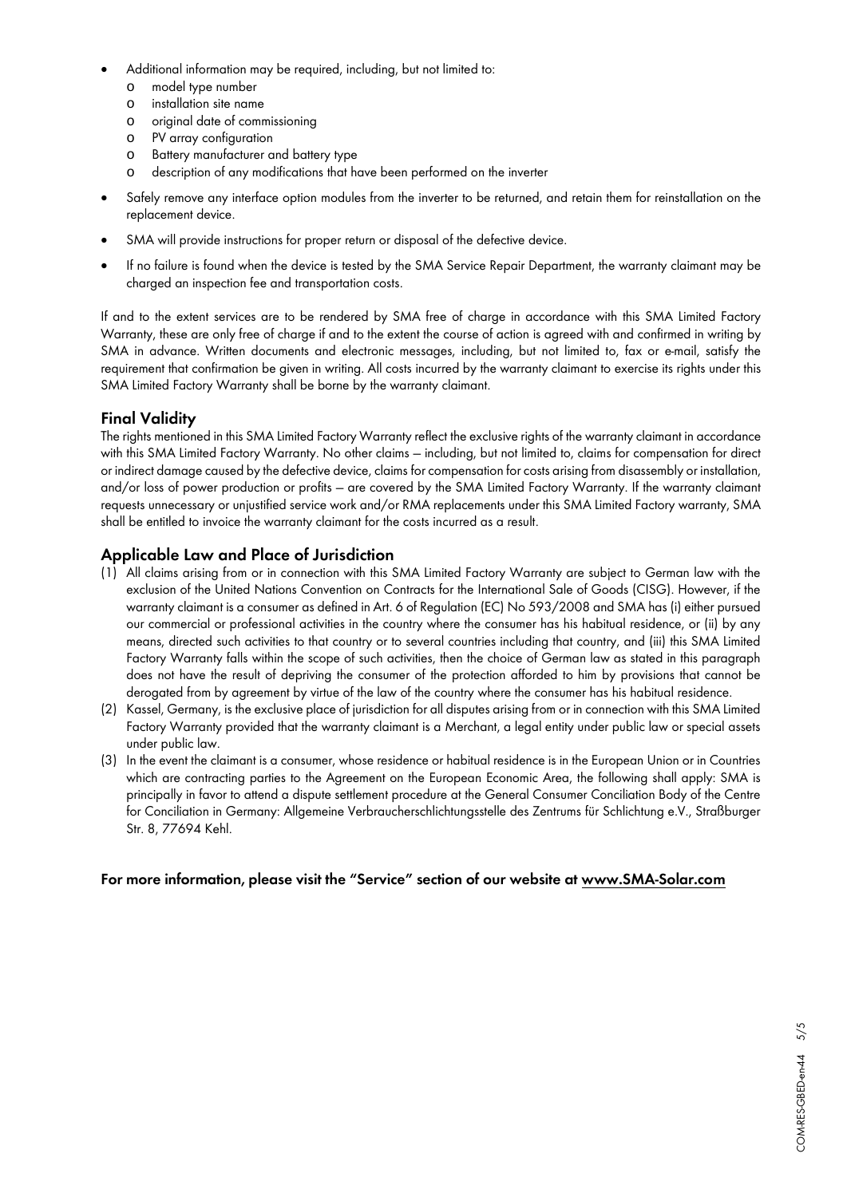- Additional information may be required, including, but not limited to:
  - model type number
  - installation site name
  - original date of commissioning
  - PV array configuration
  - Battery manufacturer and battery type
  - description of any modifications that have been performed on the inverter
- Safely remove any interface option modules from the inverter to be returned, and retain them for reinstallation on the replacement device.
- SMA will provide instructions for proper return or disposal of the defective device.
- If no failure is found when the device is tested by the SMA Service Repair Department, the warranty claimant may be charged an inspection fee and transportation costs.

If and to the extent services are to be rendered by SMA free of charge in accordance with this SMA Limited Factory Warranty, these are only free of charge if and to the extent the course of action is agreed with and confirmed in writing by SMA in advance. Written documents and electronic messages, including, but not limited to, fax or e-mail, satisfy the requirement that confirmation be given in writing. All costs incurred by the warranty claimant to exercise its rights under this SMA Limited Factory Warranty shall be borne by the warranty claimant.

## Final Validity

The rights mentioned in this SMA Limited Factory Warranty reflect the exclusive rights of the warranty claimant in accordance with this SMA Limited Factory Warranty. No other claims – including, but not limited to, claims for compensation for direct or indirect damage caused by the defective device, claims for compensation for costs arising from disassembly or installation, and/or loss of power production or profits – are covered by the SMA Limited Factory Warranty. If the warranty claimant requests unnecessary or unjustified service work and/or RMA replacements under this SMA Limited Factory warranty, SMA shall be entitled to invoice the warranty claimant for the costs incurred as a result.

## Applicable Law and Place of Jurisdiction

(1) All claims arising from or in connection with this SMA Limited Factory Warranty are subject to German law with the exclusion of the United Nations Convention on Contracts for the International Sale of Goods (CISG). However, if the warranty claimant is a consumer as defined in Art. 6 of Regulation (EC) No 593/2008 and SMA has (i) either pursued our commercial or professional activities in the country where the consumer has his habitual residence, or (ii) by any means, directed such activities to that country or to several countries including that country, and (iii) this SMA Limited Factory Warranty falls within the scope of such activities, then the choice of German law as stated in this paragraph does not have the result of depriving the consumer of the protection afforded to him by provisions that cannot be derogated from by agreement by virtue of the law of the country where the consumer has his habitual residence.

(2) Kassel, Germany, is the exclusive place of jurisdiction for all disputes arising from or in connection with this SMA Limited Factory Warranty provided that the warranty claimant is a Merchant, a legal entity under public law or special assets under public law.

(3) In the event the claimant is a consumer, whose residence or habitual residence is in the European Union or in Countries which are contracting parties to the Agreement on the European Economic Area, the following shall apply: SMA is principally in favor to attend a dispute settlement procedure at the General Consumer Conciliation Body of the Centre for Conciliation in Germany: Allgemeine Verbraucherschlichtungsstelle des Zentrums für Schlichtung e.V., Straßburger Str. 8, 77694 Kehl.

**For more information, please visit the "Service" section of our website at www.SMA-Solar.com**

COM-RES-GBEDen44